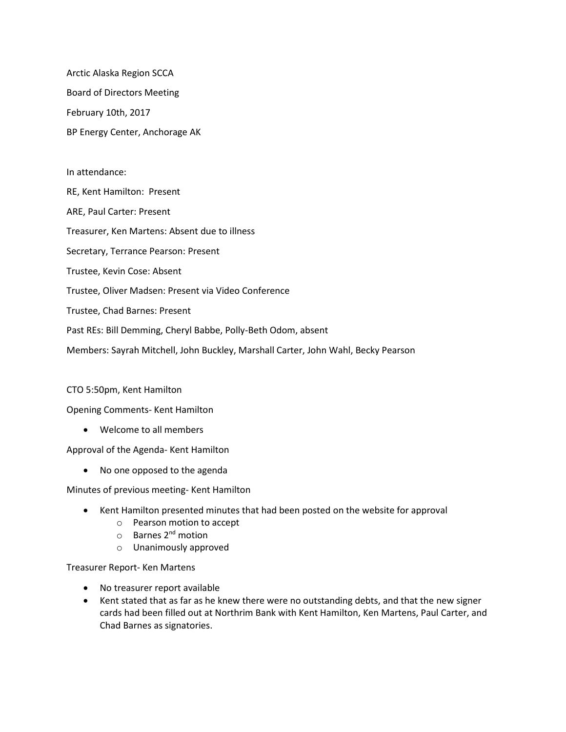Arctic Alaska Region SCCA

Board of Directors Meeting

February 10th, 2017

BP Energy Center, Anchorage AK

In attendance:

RE, Kent Hamilton: Present

ARE, Paul Carter: Present

Treasurer, Ken Martens: Absent due to illness

Secretary, Terrance Pearson: Present

Trustee, Kevin Cose: Absent

Trustee, Oliver Madsen: Present via Video Conference

Trustee, Chad Barnes: Present

Past REs: Bill Demming, Cheryl Babbe, Polly-Beth Odom, absent

Members: Sayrah Mitchell, John Buckley, Marshall Carter, John Wahl, Becky Pearson

CTO 5:50pm, Kent Hamilton

Opening Comments- Kent Hamilton

- Welcome to all members

Approval of the Agenda- Kent Hamilton

- No one opposed to the agenda

Minutes of previous meeting- Kent Hamilton

- Kent Hamilton presented minutes that had been posted on the website for approval
  - Pearson motion to accept
  - Barnes 2nd motion
  - Unanimously approved

Treasurer Report- Ken Martens

- No treasurer report available
- Kent stated that as far as he knew there were no outstanding debts, and that the new signer cards had been filled out at Northrim Bank with Kent Hamilton, Ken Martens, Paul Carter, and Chad Barnes as signatories.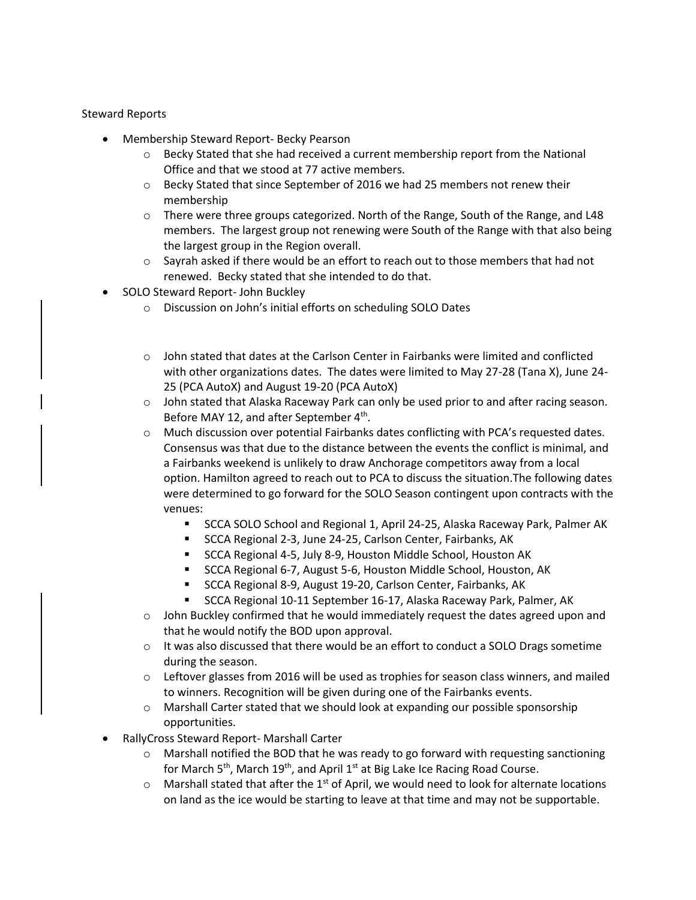Steward Reports

- Membership Steward Report- Becky Pearson
  - Becky Stated that she had received a current membership report from the National Office and that we stood at 77 active members.
  - Becky Stated that since September of 2016 we had 25 members not renew their membership
  - There were three groups categorized. North of the Range, South of the Range, and L48 members. The largest group not renewing were South of the Range with that also being the largest group in the Region overall.
  - Sayrah asked if there would be an effort to reach out to those members that had not renewed. Becky stated that she intended to do that.
- SOLO Steward Report- John Buckley
  - Discussion on John's initial efforts on scheduling SOLO Dates
  - John stated that dates at the Carlson Center in Fairbanks were limited and conflicted with other organizations dates. The dates were limited to May 27-28 (Tana X), June 24-25 (PCA AutoX) and August 19-20 (PCA AutoX)
  - John stated that Alaska Raceway Park can only be used prior to and after racing season. Before MAY 12, and after September 4th.
  - Much discussion over potential Fairbanks dates conflicting with PCA's requested dates. Consensus was that due to the distance between the events the conflict is minimal, and a Fairbanks weekend is unlikely to draw Anchorage competitors away from a local option. Hamilton agreed to reach out to PCA to discuss the situation.The following dates were determined to go forward for the SOLO Season contingent upon contracts with the venues:
    - SCCA SOLO School and Regional 1, April 24-25, Alaska Raceway Park, Palmer AK
    - SCCA Regional 2-3, June 24-25, Carlson Center, Fairbanks, AK
    - SCCA Regional 4-5, July 8-9, Houston Middle School, Houston AK
    - SCCA Regional 6-7, August 5-6, Houston Middle School, Houston, AK
    - SCCA Regional 8-9, August 19-20, Carlson Center, Fairbanks, AK
    - SCCA Regional 10-11 September 16-17, Alaska Raceway Park, Palmer, AK
  - John Buckley confirmed that he would immediately request the dates agreed upon and that he would notify the BOD upon approval.
  - It was also discussed that there would be an effort to conduct a SOLO Drags sometime during the season.
  - Leftover glasses from 2016 will be used as trophies for season class winners, and mailed to winners. Recognition will be given during one of the Fairbanks events.
  - Marshall Carter stated that we should look at expanding our possible sponsorship opportunities.
- RallyCross Steward Report- Marshall Carter
  - Marshall notified the BOD that he was ready to go forward with requesting sanctioning for March 5th, March 19th, and April 1st at Big Lake Ice Racing Road Course.
  - Marshall stated that after the 1st of April, we would need to look for alternate locations on land as the ice would be starting to leave at that time and may not be supportable.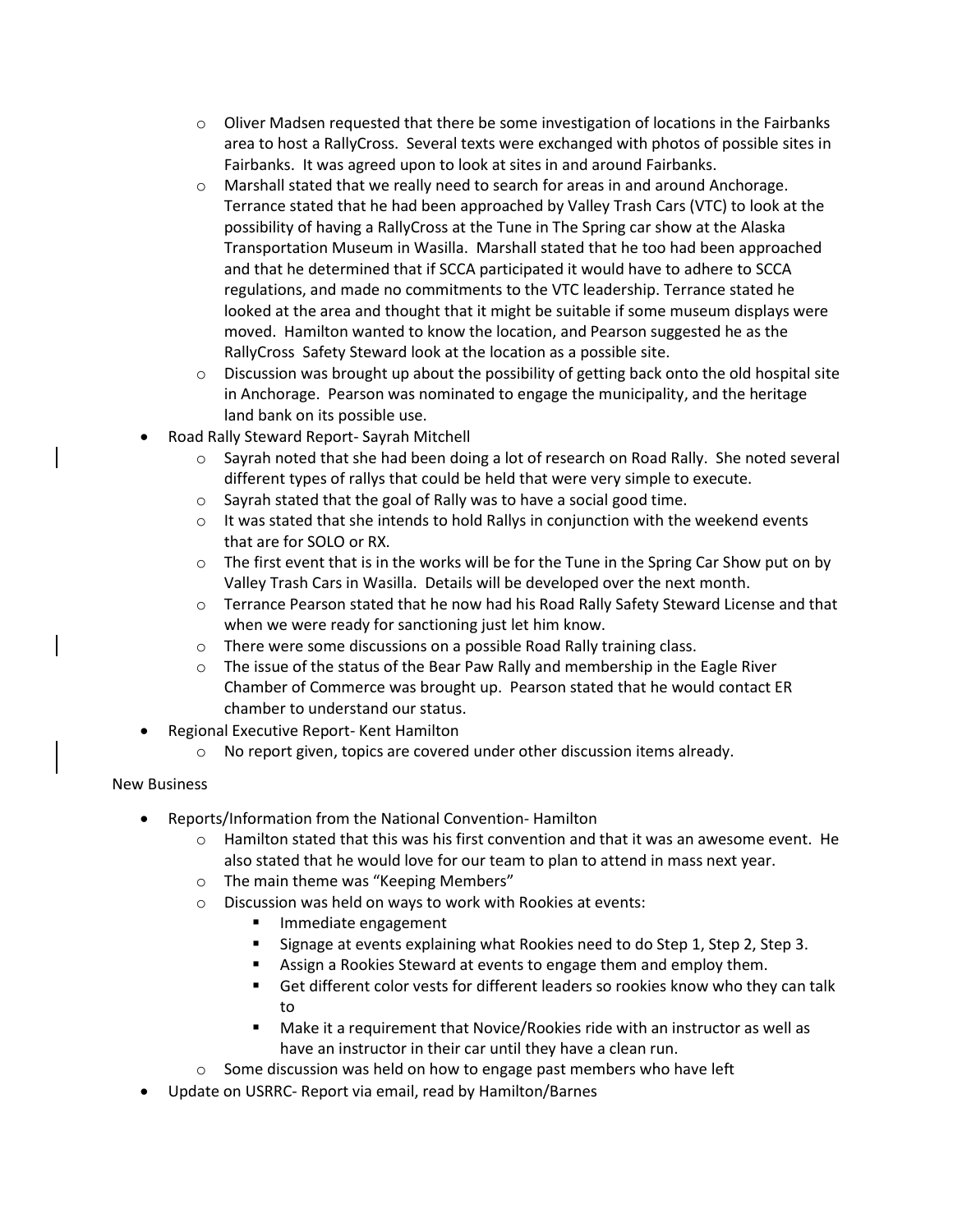- Oliver Madsen requested that there be some investigation of locations in the Fairbanks area to host a RallyCross. Several texts were exchanged with photos of possible sites in Fairbanks. It was agreed upon to look at sites in and around Fairbanks.
  - Marshall stated that we really need to search for areas in and around Anchorage. Terrance stated that he had been approached by Valley Trash Cars (VTC) to look at the possibility of having a RallyCross at the Tune in The Spring car show at the Alaska Transportation Museum in Wasilla. Marshall stated that he too had been approached and that he determined that if SCCA participated it would have to adhere to SCCA regulations, and made no commitments to the VTC leadership. Terrance stated he looked at the area and thought that it might be suitable if some museum displays were moved. Hamilton wanted to know the location, and Pearson suggested he as the RallyCross Safety Steward look at the location as a possible site.
  - Discussion was brought up about the possibility of getting back onto the old hospital site in Anchorage. Pearson was nominated to engage the municipality, and the heritage land bank on its possible use.
- Road Rally Steward Report- Sayrah Mitchell
  - Sayrah noted that she had been doing a lot of research on Road Rally. She noted several different types of rallys that could be held that were very simple to execute.
  - Sayrah stated that the goal of Rally was to have a social good time.
  - It was stated that she intends to hold Rallys in conjunction with the weekend events that are for SOLO or RX.
  - The first event that is in the works will be for the Tune in the Spring Car Show put on by Valley Trash Cars in Wasilla. Details will be developed over the next month.
  - Terrance Pearson stated that he now had his Road Rally Safety Steward License and that when we were ready for sanctioning just let him know.
  - There were some discussions on a possible Road Rally training class.
  - The issue of the status of the Bear Paw Rally and membership in the Eagle River Chamber of Commerce was brought up. Pearson stated that he would contact ER chamber to understand our status.
- Regional Executive Report- Kent Hamilton
  - No report given, topics are covered under other discussion items already.

New Business

- Reports/Information from the National Convention- Hamilton
  - Hamilton stated that this was his first convention and that it was an awesome event. He also stated that he would love for our team to plan to attend in mass next year.
  - The main theme was "Keeping Members"
  - Discussion was held on ways to work with Rookies at events:
    - Immediate engagement
    - Signage at events explaining what Rookies need to do Step 1, Step 2, Step 3.
    - Assign a Rookies Steward at events to engage them and employ them.
    - Get different color vests for different leaders so rookies know who they can talk to
    - Make it a requirement that Novice/Rookies ride with an instructor as well as have an instructor in their car until they have a clean run.
  - Some discussion was held on how to engage past members who have left
- Update on USRRC- Report via email, read by Hamilton/Barnes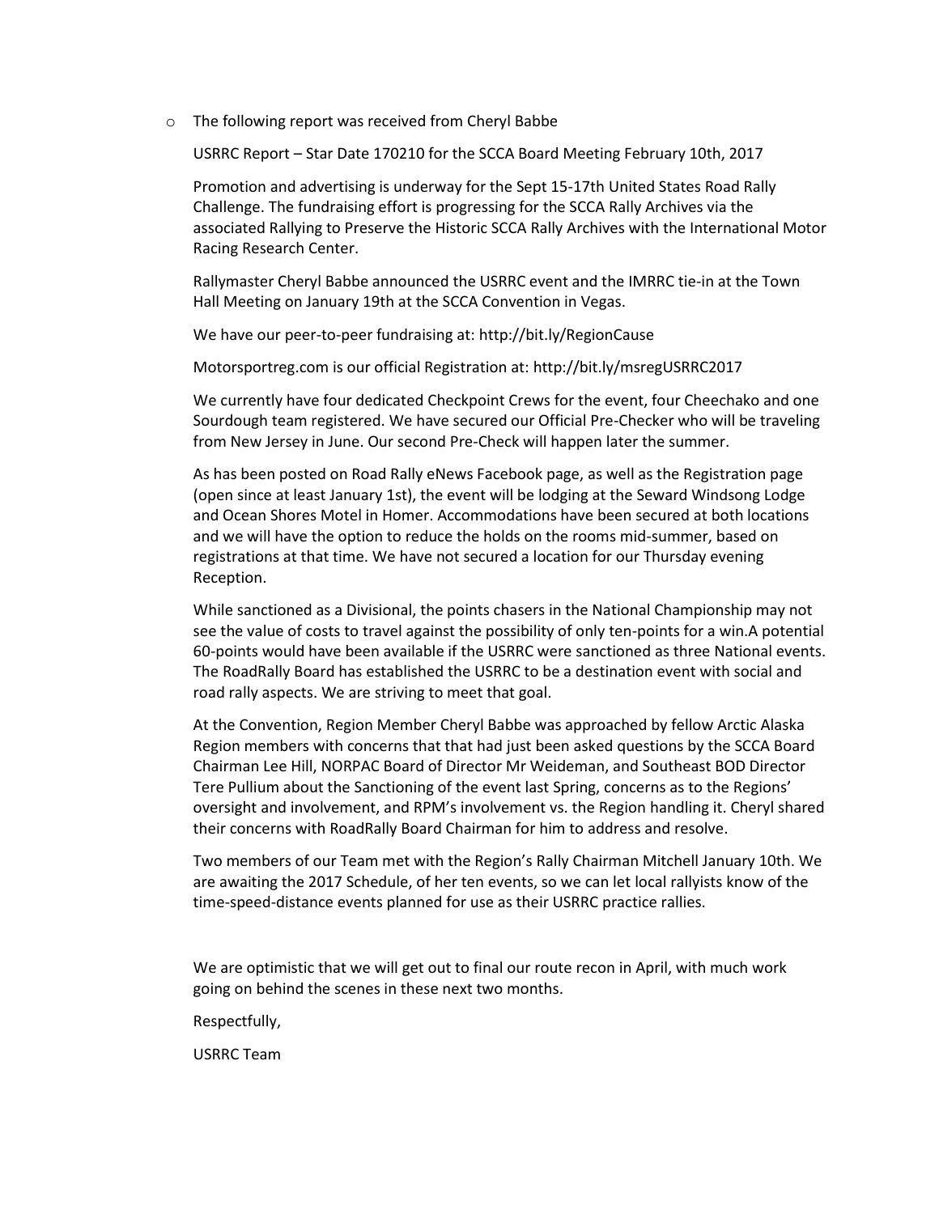- The following report was received from Cheryl Babbe

  USRRC Report – Star Date 170210 for the SCCA Board Meeting February 10th, 2017

  Promotion and advertising is underway for the Sept 15-17th United States Road Rally Challenge. The fundraising effort is progressing for the SCCA Rally Archives via the associated Rallying to Preserve the Historic SCCA Rally Archives with the International Motor Racing Research Center.

  Rallymaster Cheryl Babbe announced the USRRC event and the IMRRC tie-in at the Town Hall Meeting on January 19th at the SCCA Convention in Vegas.

  We have our peer-to-peer fundraising at: http://bit.ly/RegionCause

  Motorsportreg.com is our official Registration at: http://bit.ly/msregUSRRC2017

  We currently have four dedicated Checkpoint Crews for the event, four Cheechako and one Sourdough team registered. We have secured our Official Pre-Checker who will be traveling from New Jersey in June. Our second Pre-Check will happen later the summer.

  As has been posted on Road Rally eNews Facebook page, as well as the Registration page (open since at least January 1st), the event will be lodging at the Seward Windsong Lodge and Ocean Shores Motel in Homer. Accommodations have been secured at both locations and we will have the option to reduce the holds on the rooms mid-summer, based on registrations at that time. We have not secured a location for our Thursday evening Reception.

  While sanctioned as a Divisional, the points chasers in the National Championship may not see the value of costs to travel against the possibility of only ten-points for a win.A potential 60-points would have been available if the USRRC were sanctioned as three National events. The RoadRally Board has established the USRRC to be a destination event with social and road rally aspects. We are striving to meet that goal.

  At the Convention, Region Member Cheryl Babbe was approached by fellow Arctic Alaska Region members with concerns that that had just been asked questions by the SCCA Board Chairman Lee Hill, NORPAC Board of Director Mr Weideman, and Southeast BOD Director Tere Pullium about the Sanctioning of the event last Spring, concerns as to the Regions' oversight and involvement, and RPM's involvement vs. the Region handling it. Cheryl shared their concerns with RoadRally Board Chairman for him to address and resolve.

  Two members of our Team met with the Region's Rally Chairman Mitchell January 10th. We are awaiting the 2017 Schedule, of her ten events, so we can let local rallyists know of the time-speed-distance events planned for use as their USRRC practice rallies.

  We are optimistic that we will get out to final our route recon in April, with much work going on behind the scenes in these next two months.

  Respectfully,

  USRRC Team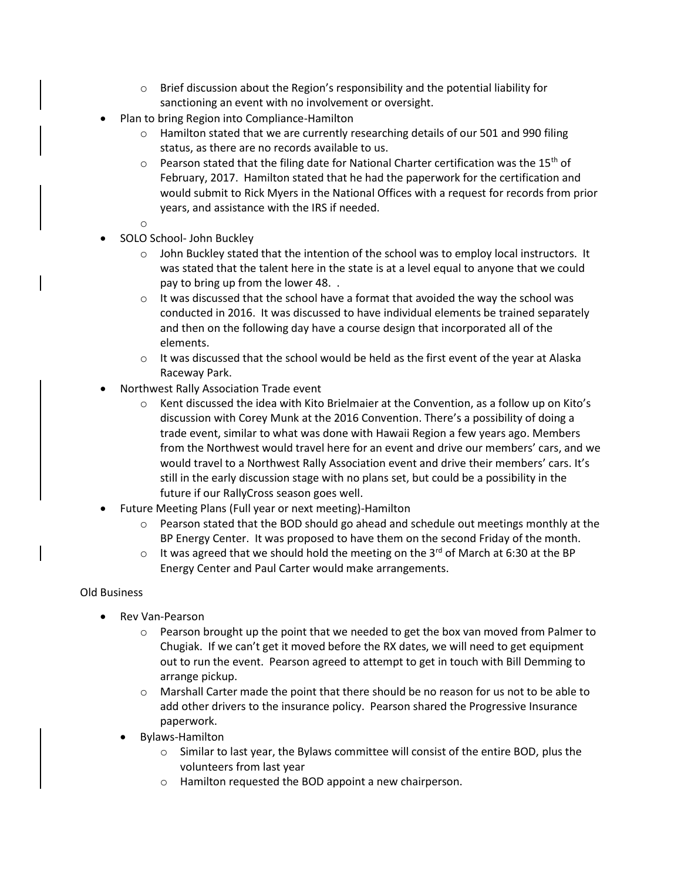- Brief discussion about the Region's responsibility and the potential liability for sanctioning an event with no involvement or oversight.
- Plan to bring Region into Compliance-Hamilton
  - Hamilton stated that we are currently researching details of our 501 and 990 filing status, as there are no records available to us.
  - Pearson stated that the filing date for National Charter certification was the 15th of February, 2017. Hamilton stated that he had the paperwork for the certification and would submit to Rick Myers in the National Offices with a request for records from prior years, and assistance with the IRS if needed.
  -
- SOLO School- John Buckley
  - John Buckley stated that the intention of the school was to employ local instructors. It was stated that the talent here in the state is at a level equal to anyone that we could pay to bring up from the lower 48. .
  - It was discussed that the school have a format that avoided the way the school was conducted in 2016. It was discussed to have individual elements be trained separately and then on the following day have a course design that incorporated all of the elements.
  - It was discussed that the school would be held as the first event of the year at Alaska Raceway Park.
- Northwest Rally Association Trade event
  - Kent discussed the idea with Kito Brielmaier at the Convention, as a follow up on Kito's discussion with Corey Munk at the 2016 Convention. There's a possibility of doing a trade event, similar to what was done with Hawaii Region a few years ago. Members from the Northwest would travel here for an event and drive our members' cars, and we would travel to a Northwest Rally Association event and drive their members' cars. It's still in the early discussion stage with no plans set, but could be a possibility in the future if our RallyCross season goes well.
- Future Meeting Plans (Full year or next meeting)-Hamilton
  - Pearson stated that the BOD should go ahead and schedule out meetings monthly at the BP Energy Center. It was proposed to have them on the second Friday of the month.
  - It was agreed that we should hold the meeting on the 3rd of March at 6:30 at the BP Energy Center and Paul Carter would make arrangements.

Old Business

- Rev Van-Pearson
  - Pearson brought up the point that we needed to get the box van moved from Palmer to Chugiak. If we can't get it moved before the RX dates, we will need to get equipment out to run the event. Pearson agreed to attempt to get in touch with Bill Demming to arrange pickup.
  - Marshall Carter made the point that there should be no reason for us not to be able to add other drivers to the insurance policy. Pearson shared the Progressive Insurance paperwork.
- Bylaws-Hamilton
  - Similar to last year, the Bylaws committee will consist of the entire BOD, plus the volunteers from last year
  - Hamilton requested the BOD appoint a new chairperson.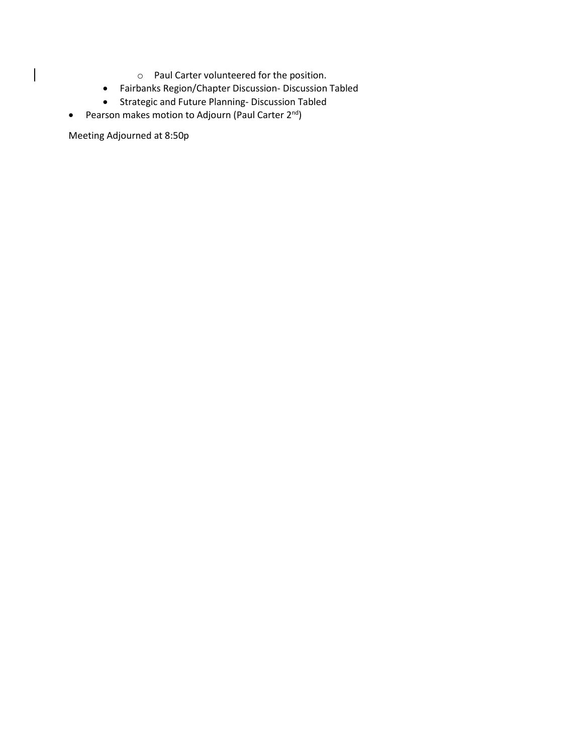- Paul Carter volunteered for the position.
  - Fairbanks Region/Chapter Discussion- Discussion Tabled
  - Strategic and Future Planning- Discussion Tabled
- Pearson makes motion to Adjourn (Paul Carter 2nd)

Meeting Adjourned at 8:50p